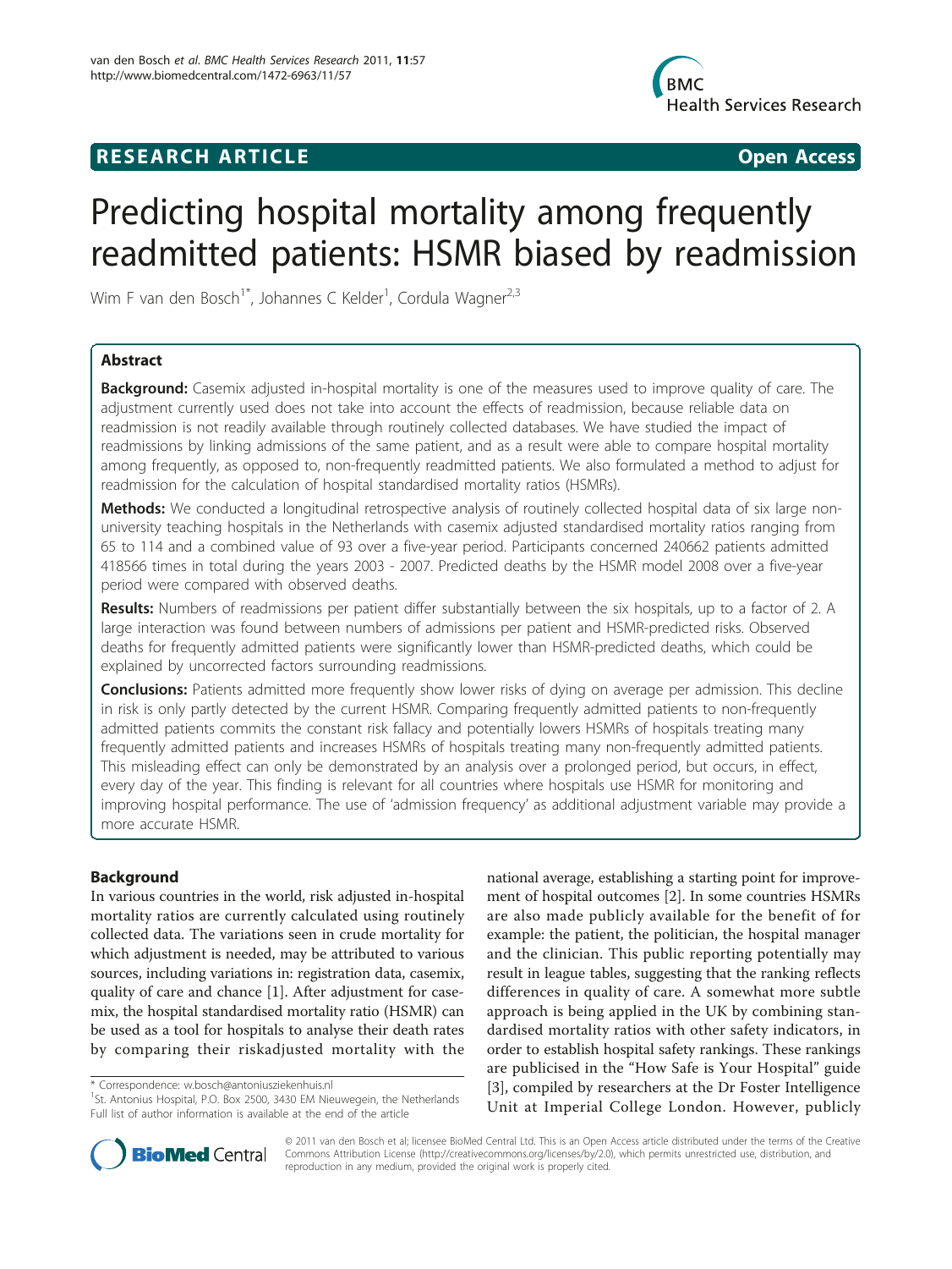RESEARCH ARTICLE Open Access

# Predicting hospital mortality among frequently readmitted patients: HSMR biased by readmission

Wim F van den Bosch[1*], Johannes C Kelder[1], Cordula Wagner[2,3]

## Abstract

**Background:** Casemix adjusted in-hospital mortality is one of the measures used to improve quality of care. The adjustment currently used does not take into account the effects of readmission, because reliable data on readmission is not readily available through routinely collected databases. We have studied the impact of readmissions by linking admissions of the same patient, and as a result were able to compare hospital mortality among frequently, as opposed to, non-frequently readmitted patients. We also formulated a method to adjust for readmission for the calculation of hospital standardised mortality ratios (HSMRs).

**Methods:** We conducted a longitudinal retrospective analysis of routinely collected hospital data of six large non-university teaching hospitals in the Netherlands with casemix adjusted standardised mortality ratios ranging from 65 to 114 and a combined value of 93 over a five-year period. Participants concerned 240662 patients admitted 418566 times in total during the years 2003 - 2007. Predicted deaths by the HSMR model 2008 over a five-year period were compared with observed deaths.

**Results:** Numbers of readmissions per patient differ substantially between the six hospitals, up to a factor of 2. A large interaction was found between numbers of admissions per patient and HSMR-predicted risks. Observed deaths for frequently admitted patients were significantly lower than HSMR-predicted deaths, which could be explained by uncorrected factors surrounding readmissions.

**Conclusions:** Patients admitted more frequently show lower risks of dying on average per admission. This decline in risk is only partly detected by the current HSMR. Comparing frequently admitted patients to non-frequently admitted patients commits the constant risk fallacy and potentially lowers HSMRs of hospitals treating many frequently admitted patients and increases HSMRs of hospitals treating many non-frequently admitted patients. This misleading effect can only be demonstrated by an analysis over a prolonged period, but occurs, in effect, every day of the year. This finding is relevant for all countries where hospitals use HSMR for monitoring and improving hospital performance. The use of 'admission frequency' as additional adjustment variable may provide a more accurate HSMR.

## Background

In various countries in the world, risk adjusted in-hospital mortality ratios are currently calculated using routinely collected data. The variations seen in crude mortality for which adjustment is needed, may be attributed to various sources, including variations in: registration data, casemix, quality of care and chance [1]. After adjustment for casemix, the hospital standardised mortality ratio (HSMR) can be used as a tool for hospitals to analyse their death rates by comparing their riskadjusted mortality with the national average, establishing a starting point for improvement of hospital outcomes [2]. In some countries HSMRs are also made publicly available for the benefit of for example: the patient, the politician, the hospital manager and the clinician. This public reporting potentially may result in league tables, suggesting that the ranking reflects differences in quality of care. A somewhat more subtle approach is being applied in the UK by combining standardised mortality ratios with other safety indicators, in order to establish hospital safety rankings. These rankings are publicised in the "How Safe is Your Hospital" guide [3], compiled by researchers at the Dr Foster Intelligence Unit at Imperial College London. However, publicly

* Correspondence: w.bosch@antoniusziekenhuis.nl
[1]St. Antonius Hospital, P.O. Box 2500, 3430 EM Nieuwegein, the Netherlands
Full list of author information is available at the end of the article

© 2011 van den Bosch et al; licensee BioMed Central Ltd. This is an Open Access article distributed under the terms of the Creative Commons Attribution License (http://creativecommons.org/licenses/by/2.0), which permits unrestricted use, distribution, and reproduction in any medium, provided the original work is properly cited.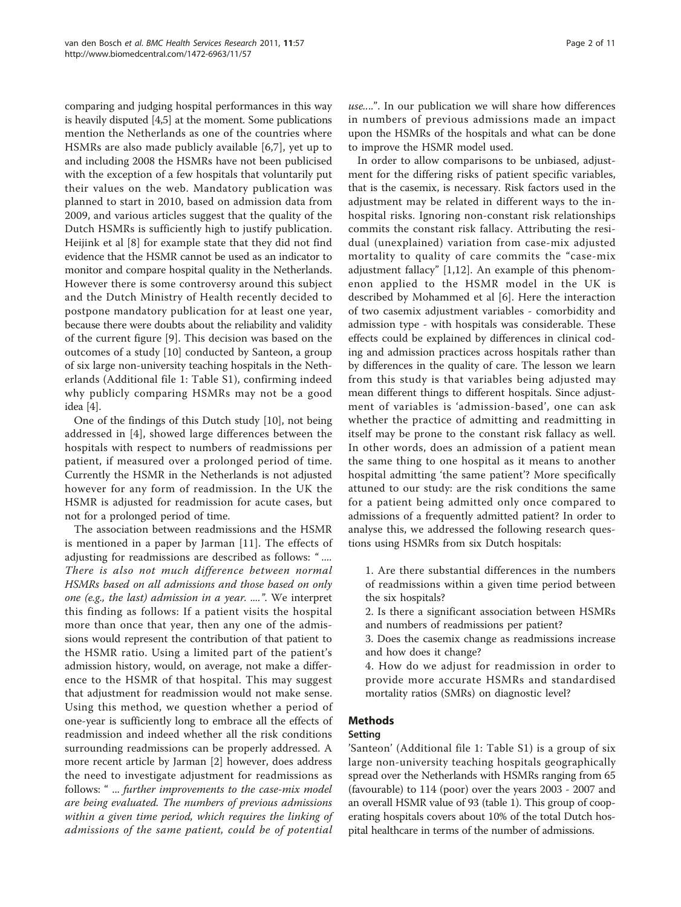comparing and judging hospital performances in this way is heavily disputed [4,5] at the moment. Some publications mention the Netherlands as one of the countries where HSMRs are also made publicly available [6,7], yet up to and including 2008 the HSMRs have not been publicised with the exception of a few hospitals that voluntarily put their values on the web. Mandatory publication was planned to start in 2010, based on admission data from 2009, and various articles suggest that the quality of the Dutch HSMRs is sufficiently high to justify publication. Heijink et al [8] for example state that they did not find evidence that the HSMR cannot be used as an indicator to monitor and compare hospital quality in the Netherlands. However there is some controversy around this subject and the Dutch Ministry of Health recently decided to postpone mandatory publication for at least one year, because there were doubts about the reliability and validity of the current figure [9]. This decision was based on the outcomes of a study [10] conducted by Santeon, a group of six large non-university teaching hospitals in the Netherlands (Additional file 1: Table S1), confirming indeed why publicly comparing HSMRs may not be a good idea [4].

One of the findings of this Dutch study [10], not being addressed in [4], showed large differences between the hospitals with respect to numbers of readmissions per patient, if measured over a prolonged period of time. Currently the HSMR in the Netherlands is not adjusted however for any form of readmission. In the UK the HSMR is adjusted for readmission for acute cases, but not for a prolonged period of time.

The association between readmissions and the HSMR is mentioned in a paper by Jarman [11]. The effects of adjusting for readmissions are described as follows: " .... *There is also not much difference between normal HSMRs based on all admissions and those based on only one (e.g., the last) admission in a year. ....*". We interpret this finding as follows: If a patient visits the hospital more than once that year, then any one of the admissions would represent the contribution of that patient to the HSMR ratio. Using a limited part of the patient's admission history, would, on average, not make a difference to the HSMR of that hospital. This may suggest that adjustment for readmission would not make sense. Using this method, we question whether a period of one-year is sufficiently long to embrace all the effects of readmission and indeed whether all the risk conditions surrounding readmissions can be properly addressed. A more recent article by Jarman [2] however, does address the need to investigate adjustment for readmissions as follows: " ... *further improvements to the case-mix model are being evaluated. The numbers of previous admissions within a given time period, which requires the linking of admissions of the same patient, could be of potential use....*". In our publication we will share how differences in numbers of previous admissions made an impact upon the HSMRs of the hospitals and what can be done to improve the HSMR model used.

In order to allow comparisons to be unbiased, adjustment for the differing risks of patient specific variables, that is the casemix, is necessary. Risk factors used in the adjustment may be related in different ways to the in-hospital risks. Ignoring non-constant risk relationships commits the constant risk fallacy. Attributing the residual (unexplained) variation from case-mix adjusted mortality to quality of care commits the "case-mix adjustment fallacy" [1,12]. An example of this phenomenon applied to the HSMR model in the UK is described by Mohammed et al [6]. Here the interaction of two casemix adjustment variables - comorbidity and admission type - with hospitals was considerable. These effects could be explained by differences in clinical coding and admission practices across hospitals rather than by differences in the quality of care. The lesson we learn from this study is that variables being adjusted may mean different things to different hospitals. Since adjustment of variables is 'admission-based', one can ask whether the practice of admitting and readmitting in itself may be prone to the constant risk fallacy as well. In other words, does an admission of a patient mean the same thing to one hospital as it means to another hospital admitting 'the same patient'? More specifically attuned to our study: are the risk conditions the same for a patient being admitted only once compared to admissions of a frequently admitted patient? In order to analyse this, we addressed the following research questions using HSMRs from six Dutch hospitals:

1. Are there substantial differences in the numbers of readmissions within a given time period between the six hospitals?
2. Is there a significant association between HSMRs and numbers of readmissions per patient?
3. Does the casemix change as readmissions increase and how does it change?
4. How do we adjust for readmission in order to provide more accurate HSMRs and standardised mortality ratios (SMRs) on diagnostic level?

## Methods

### Setting

'Santeon' (Additional file 1: Table S1) is a group of six large non-university teaching hospitals geographically spread over the Netherlands with HSMRs ranging from 65 (favourable) to 114 (poor) over the years 2003 - 2007 and an overall HSMR value of 93 (table 1). This group of cooperating hospitals covers about 10% of the total Dutch hospital healthcare in terms of the number of admissions.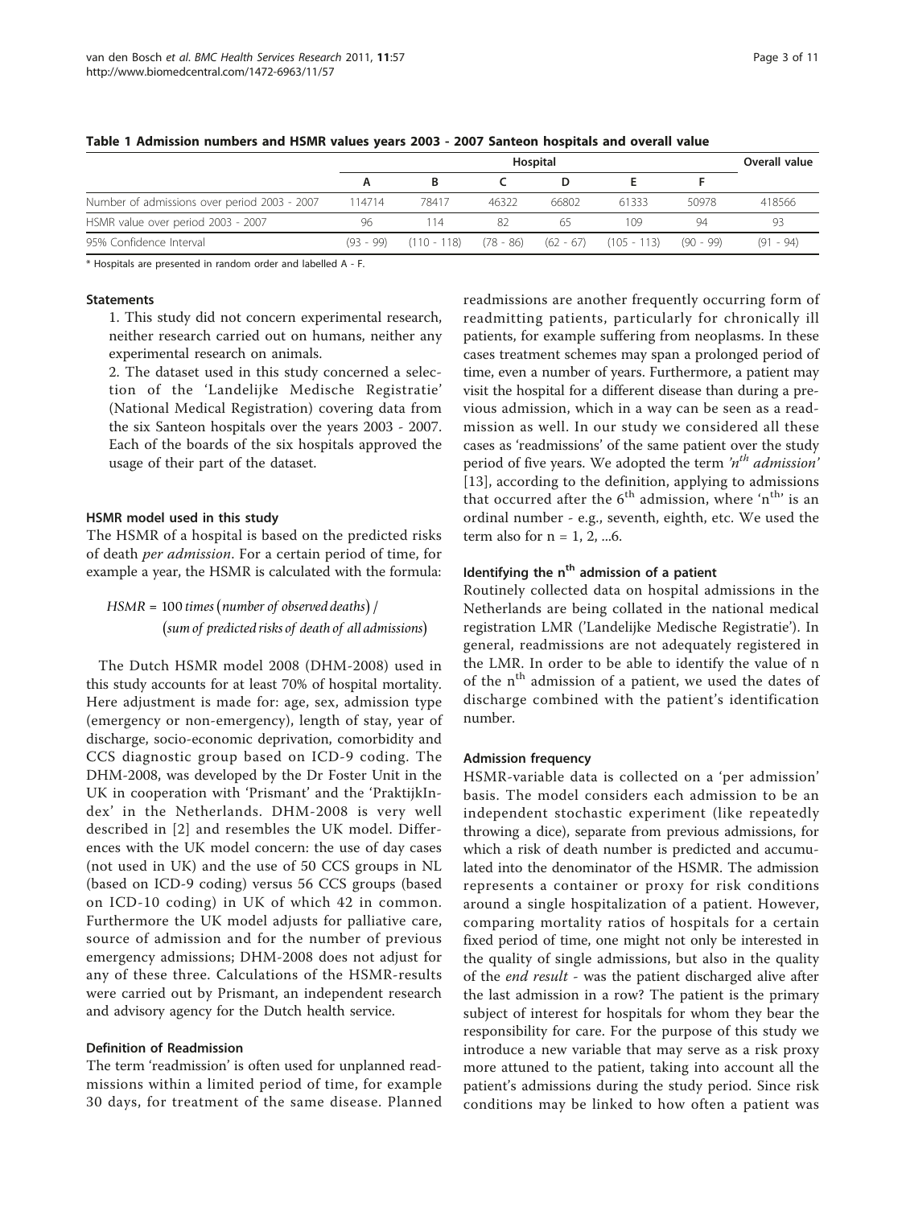**Table 1 Admission numbers and HSMR values years 2003 - 2007 Santeon hospitals and overall value**

| | Hospital | | | | | | Overall value |
|---|---|---|---|---|---|---|---|
| | A | B | C | D | E | F | |
| Number of admissions over period 2003 - 2007 | 114714 | 78417 | 46322 | 66802 | 61333 | 50978 | 418566 |
| HSMR value over period 2003 - 2007 | 96 | 114 | 82 | 65 | 109 | 94 | 93 |
| 95% Confidence Interval | (93 - 99) | (110 - 118) | (78 - 86) | (62 - 67) | (105 - 113) | (90 - 99) | (91 - 94) |

\* Hospitals are presented in random order and labelled A - F.

#### Statements

1. This study did not concern experimental research, neither research carried out on humans, neither any experimental research on animals.
2. The dataset used in this study concerned a selection of the 'Landelijke Medische Registratie' (National Medical Registration) covering data from the six Santeon hospitals over the years 2003 - 2007. Each of the boards of the six hospitals approved the usage of their part of the dataset.

#### HSMR model used in this study

The HSMR of a hospital is based on the predicted risks of death *per admission*. For a certain period of time, for example a year, the HSMR is calculated with the formula:

$$HSMR = 100\ times\ (number\ of\ observed\ deaths) / (sum\ of\ predicted\ risks\ of\ death\ of\ all\ admissions)$$

The Dutch HSMR model 2008 (DHM-2008) used in this study accounts for at least 70% of hospital mortality. Here adjustment is made for: age, sex, admission type (emergency or non-emergency), length of stay, year of discharge, socio-economic deprivation, comorbidity and CCS diagnostic group based on ICD-9 coding. The DHM-2008, was developed by the Dr Foster Unit in the UK in cooperation with 'Prismant' and the 'PraktijkIndex' in the Netherlands. DHM-2008 is very well described in [2] and resembles the UK model. Differences with the UK model concern: the use of day cases (not used in UK) and the use of 50 CCS groups in NL (based on ICD-9 coding) versus 56 CCS groups (based on ICD-10 coding) in UK of which 42 in common. Furthermore the UK model adjusts for palliative care, source of admission and for the number of previous emergency admissions; DHM-2008 does not adjust for any of these three. Calculations of the HSMR-results were carried out by Prismant, an independent research and advisory agency for the Dutch health service.

#### Definition of Readmission

The term 'readmission' is often used for unplanned readmissions within a limited period of time, for example 30 days, for treatment of the same disease. Planned readmissions are another frequently occurring form of readmitting patients, particularly for chronically ill patients, for example suffering from neoplasms. In these cases treatment schemes may span a prolonged period of time, even a number of years. Furthermore, a patient may visit the hospital for a different disease than during a previous admission, which in a way can be seen as a readmission as well. In our study we considered all these cases as 'readmissions' of the same patient over the study period of five years. We adopted the term *'$n^{th}$ admission'* [13], according to the definition, applying to admissions that occurred after the $6^{th}$ admission, where '$n^{th}$' is an ordinal number - e.g., seventh, eighth, etc. We used the term also for n = 1, 2, ...6.

#### Identifying the $n^{th}$ admission of a patient

Routinely collected data on hospital admissions in the Netherlands are being collated in the national medical registration LMR ('Landelijke Medische Registratie'). In general, readmissions are not adequately registered in the LMR. In order to be able to identify the value of n of the $n^{th}$ admission of a patient, we used the dates of discharge combined with the patient's identification number.

#### Admission frequency

HSMR-variable data is collected on a 'per admission' basis. The model considers each admission to be an independent stochastic experiment (like repeatedly throwing a dice), separate from previous admissions, for which a risk of death number is predicted and accumulated into the denominator of the HSMR. The admission represents a container or proxy for risk conditions around a single hospitalization of a patient. However, comparing mortality ratios of hospitals for a certain fixed period of time, one might not only be interested in the quality of single admissions, but also in the quality of the *end result* - was the patient discharged alive after the last admission in a row? The patient is the primary subject of interest for hospitals for whom they bear the responsibility for care. For the purpose of this study we introduce a new variable that may serve as a risk proxy more attuned to the patient, taking into account all the patient's admissions during the study period. Since risk conditions may be linked to how often a patient was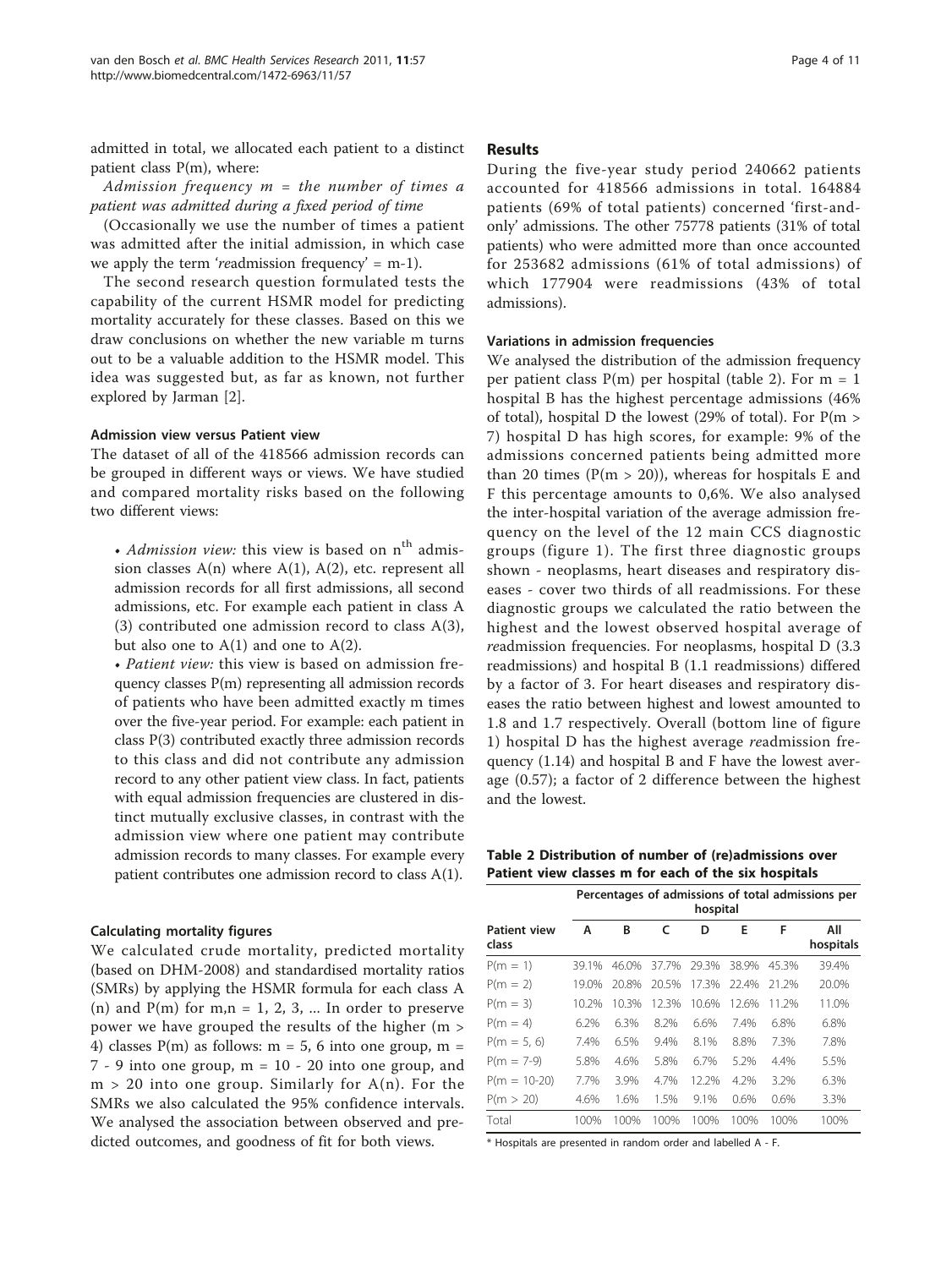admitted in total, we allocated each patient to a distinct patient class P(m), where:

*Admission frequency m = the number of times a patient was admitted during a fixed period of time*

(Occasionally we use the number of times a patient was admitted after the initial admission, in which case we apply the term '*re*admission frequency' = m-1).

The second research question formulated tests the capability of the current HSMR model for predicting mortality accurately for these classes. Based on this we draw conclusions on whether the new variable m turns out to be a valuable addition to the HSMR model. This idea was suggested but, as far as known, not further explored by Jarman [2].

### Admission view versus Patient view

The dataset of all of the 418566 admission records can be grouped in different ways or views. We have studied and compared mortality risks based on the following two different views:

- *Admission view:* this view is based on $n^{th}$ admission classes A(n) where A(1), A(2), etc. represent all admission records for all first admissions, all second admissions, etc. For example each patient in class A (3) contributed one admission record to class A(3), but also one to A(1) and one to A(2).
- *Patient view:* this view is based on admission frequency classes P(m) representing all admission records of patients who have been admitted exactly m times over the five-year period. For example: each patient in class P(3) contributed exactly three admission records to this class and did not contribute any admission record to any other patient view class. In fact, patients with equal admission frequencies are clustered in distinct mutually exclusive classes, in contrast with the admission view where one patient may contribute admission records to many classes. For example every patient contributes one admission record to class A(1).

### Calculating mortality figures

We calculated crude mortality, predicted mortality (based on DHM-2008) and standardised mortality ratios (SMRs) by applying the HSMR formula for each class A (n) and P(m) for m,n = 1, 2, 3, ... In order to preserve power we have grouped the results of the higher (m > 4) classes P(m) as follows: m = 5, 6 into one group, m = 7 - 9 into one group, m = 10 - 20 into one group, and m > 20 into one group. Similarly for A(n). For the SMRs we also calculated the 95% confidence intervals. We analysed the association between observed and predicted outcomes, and goodness of fit for both views.

## Results

During the five-year study period 240662 patients accounted for 418566 admissions in total. 164884 patients (69% of total patients) concerned 'first-and-only' admissions. The other 75778 patients (31% of total patients) who were admitted more than once accounted for 253682 admissions (61% of total admissions) of which 177904 were readmissions (43% of total admissions).

### Variations in admission frequencies

We analysed the distribution of the admission frequency per patient class P(m) per hospital (table 2). For m = 1 hospital B has the highest percentage admissions (46% of total), hospital D the lowest (29% of total). For P(m > 7) hospital D has high scores, for example: 9% of the admissions concerned patients being admitted more than 20 times (P(m > 20)), whereas for hospitals E and F this percentage amounts to 0,6%. We also analysed the inter-hospital variation of the average admission frequency on the level of the 12 main CCS diagnostic groups (figure 1). The first three diagnostic groups shown - neoplasms, heart diseases and respiratory diseases - cover two thirds of all readmissions. For these diagnostic groups we calculated the ratio between the highest and the lowest observed hospital average of *re*admission frequencies. For neoplasms, hospital D (3.3 readmissions) and hospital B (1.1 readmissions) differed by a factor of 3. For heart diseases and respiratory diseases the ratio between highest and lowest amounted to 1.8 and 1.7 respectively. Overall (bottom line of figure 1) hospital D has the highest average *re*admission frequency (1.14) and hospital B and F have the lowest average (0.57); a factor of 2 difference between the highest and the lowest.

**Table 2 Distribution of number of (re)admissions over Patient view classes m for each of the six hospitals**

| | Percentages of admissions of total admissions per hospital | | | | | | |
|---|---|---|---|---|---|---|---|
| Patient view class | A | B | C | D | E | F | All hospitals |
| P(m = 1) | 39.1% | 46.0% | 37.7% | 29.3% | 38.9% | 45.3% | 39.4% |
| P(m = 2) | 19.0% | 20.8% | 20.5% | 17.3% | 22.4% | 21.2% | 20.0% |
| P(m = 3) | 10.2% | 10.3% | 12.3% | 10.6% | 12.6% | 11.2% | 11.0% |
| P(m = 4) | 6.2% | 6.3% | 8.2% | 6.6% | 7.4% | 6.8% | 6.8% |
| P(m = 5, 6) | 7.4% | 6.5% | 9.4% | 8.1% | 8.8% | 7.3% | 7.8% |
| P(m = 7-9) | 5.8% | 4.6% | 5.8% | 6.7% | 5.2% | 4.4% | 5.5% |
| P(m = 10-20) | 7.7% | 3.9% | 4.7% | 12.2% | 4.2% | 3.2% | 6.3% |
| P(m > 20) | 4.6% | 1.6% | 1.5% | 9.1% | 0.6% | 0.6% | 3.3% |
| Total | 100% | 100% | 100% | 100% | 100% | 100% | 100% |

\* Hospitals are presented in random order and labelled A - F.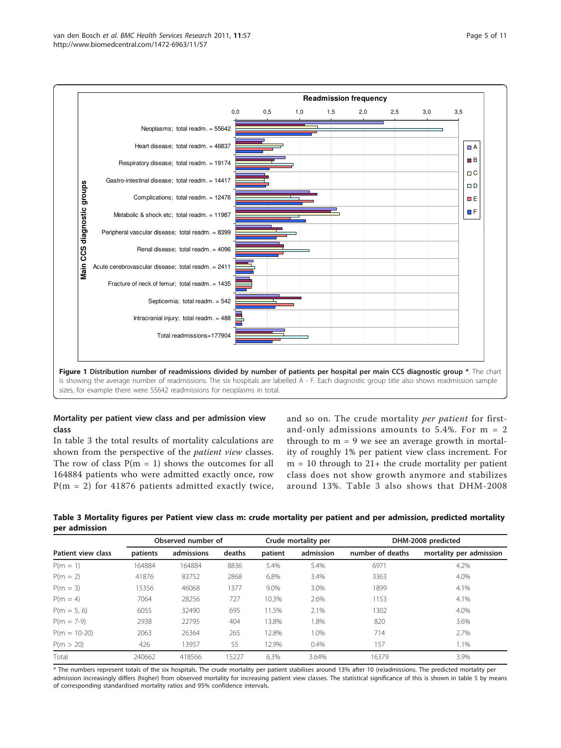**Figure 1 Distribution number of readmissions divided by number of patients per hospital per main CCS diagnostic group \***. The chart is showing the average number of readmissions. The six hospitals are labelled A - F. Each diagnostic group title also shows readmission sample sizes, for example there were 55642 readmissions for neoplasms in total.

### Mortality per patient view class and per admission view class

In table 3 the total results of mortality calculations are shown from the perspective of the *patient view* classes. The row of class P(m = 1) shows the outcomes for all 164884 patients who were admitted exactly once, row P(m = 2) for 41876 patients admitted exactly twice, and so on. The crude mortality *per patient* for first-and-only admissions amounts to 5.4%. For m = 2 through to m = 9 we see an average growth in mortality of roughly 1% per patient view class increment. For m = 10 through to 21+ the crude mortality per patient class does not show growth anymore and stabilizes around 13%. Table 3 also shows that DHM-2008

**Table 3 Mortality figures per Patient view class m: crude mortality per patient and per admission, predicted mortality per admission**

| | Observed number of | | | Crude mortality per | | DHM-2008 predicted | |
|---|---|---|---|---|---|---|---|
| Patient view class | patients | admissions | deaths | patient | admission | number of deaths | mortality per admission |
| P(m = 1) | 164884 | 164884 | 8836 | 5.4% | 5.4% | 6971 | 4.2% |
| P(m = 2) | 41876 | 83752 | 2868 | 6.8% | 3.4% | 3363 | 4.0% |
| P(m = 3) | 15356 | 46068 | 1377 | 9.0% | 3.0% | 1899 | 4.1% |
| P(m = 4) | 7064 | 28256 | 727 | 10.3% | 2.6% | 1153 | 4.1% |
| P(m = 5, 6) | 6055 | 32490 | 695 | 11.5% | 2.1% | 1302 | 4.0% |
| P(m = 7-9) | 2938 | 22795 | 404 | 13.8% | 1.8% | 820 | 3.6% |
| P(m = 10-20) | 2063 | 26364 | 265 | 12.8% | 1.0% | 714 | 2.7% |
| P(m > 20) | 426 | 13957 | 55 | 12.9% | 0.4% | 157 | 1.1% |
| Total | 240662 | 418566 | 15227 | 6.3% | 3.64% | 16379 | 3.9% |

\* The numbers represent totals of the six hospitals. The crude mortality per patient stabilises around 13% after 10 (re)admissions. The predicted mortality per admission increasingly differs (higher) from observed mortality for increasing patient view classes. The statistical significance of this is shown in table 5 by means of corresponding standardised mortality ratios and 95% confidence intervals.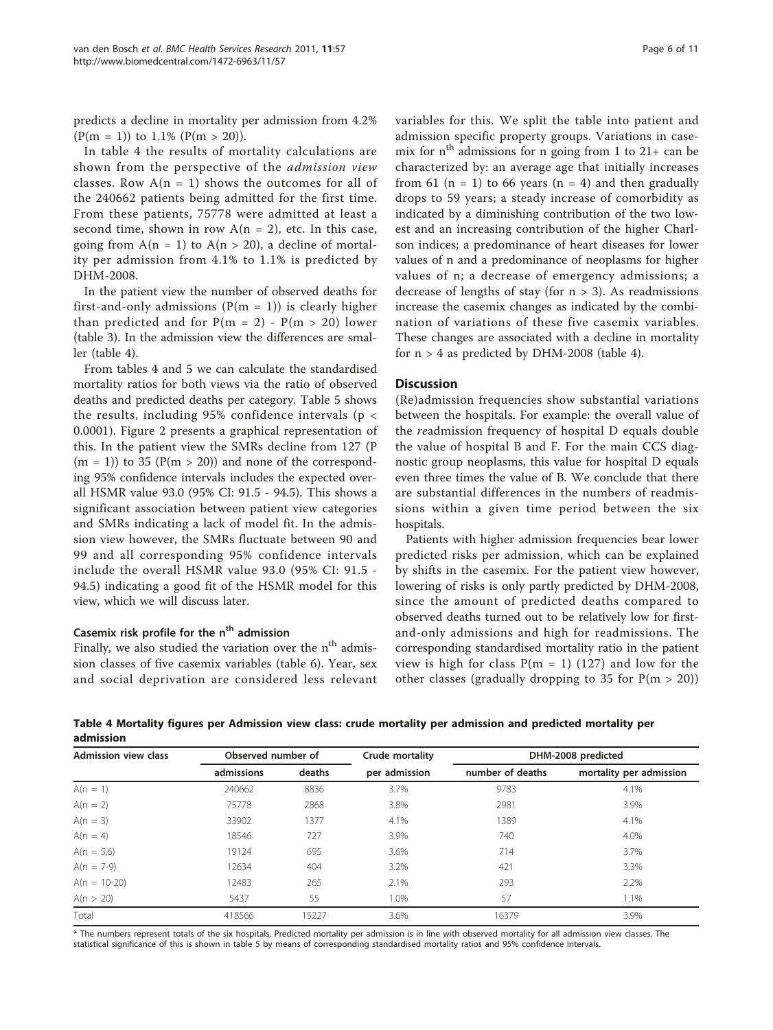predicts a decline in mortality per admission from 4.2% (P(m = 1)) to 1.1% (P(m > 20)).

In table 4 the results of mortality calculations are shown from the perspective of the *admission view* classes. Row A(n = 1) shows the outcomes for all of the 240662 patients being admitted for the first time. From these patients, 75778 were admitted at least a second time, shown in row A(n = 2), etc. In this case, going from A(n = 1) to A(n > 20), a decline of mortality per admission from 4.1% to 1.1% is predicted by DHM-2008.

In the patient view the number of observed deaths for first-and-only admissions (P(m = 1)) is clearly higher than predicted and for P(m = 2) - P(m > 20) lower (table 3). In the admission view the differences are smaller (table 4).

From tables 4 and 5 we can calculate the standardised mortality ratios for both views via the ratio of observed deaths and predicted deaths per category. Table 5 shows the results, including 95% confidence intervals ($p < 0.0001$). Figure 2 presents a graphical representation of this. In the patient view the SMRs decline from 127 (P (m = 1)) to 35 (P(m > 20)) and none of the corresponding 95% confidence intervals includes the expected overall HSMR value 93.0 (95% CI: 91.5 - 94.5). This shows a significant association between patient view categories and SMRs indicating a lack of model fit. In the admission view however, the SMRs fluctuate between 90 and 99 and all corresponding 95% confidence intervals include the overall HSMR value 93.0 (95% CI: 91.5 - 94.5) indicating a good fit of the HSMR model for this view, which we will discuss later.

### Casemix risk profile for the $n^{th}$ admission

Finally, we also studied the variation over the $n^{th}$ admission classes of five casemix variables (table 6). Year, sex and social deprivation are considered less relevant variables for this. We split the table into patient and admission specific property groups. Variations in casemix for $n^{th}$ admissions for n going from 1 to 21+ can be characterized by: an average age that initially increases from 61 (n = 1) to 66 years (n = 4) and then gradually drops to 59 years; a steady increase of comorbidity as indicated by a diminishing contribution of the two lowest and an increasing contribution of the higher Charlson indices; a predominance of heart diseases for lower values of n and a predominance of neoplasms for higher values of n; a decrease of emergency admissions; a decrease of lengths of stay (for n > 3). As readmissions increase the casemix changes as indicated by the combination of variations of these five casemix variables. These changes are associated with a decline in mortality for n > 4 as predicted by DHM-2008 (table 4).

## Discussion

(Re)admission frequencies show substantial variations between the hospitals. For example: the overall value of the *re*admission frequency of hospital D equals double the value of hospital B and F. For the main CCS diagnostic group neoplasms, this value for hospital D equals even three times the value of B. We conclude that there are substantial differences in the numbers of readmissions within a given time period between the six hospitals.

Patients with higher admission frequencies bear lower predicted risks per admission, which can be explained by shifts in the casemix. For the patient view however, lowering of risks is only partly predicted by DHM-2008, since the amount of predicted deaths compared to observed deaths turned out to be relatively low for first-and-only admissions and high for readmissions. The corresponding standardised mortality ratio in the patient view is high for class P(m = 1) (127) and low for the other classes (gradually dropping to 35 for P(m > 20))

**Table 4 Mortality figures per Admission view class: crude mortality per admission and predicted mortality per admission**

| Admission view class | Observed number of | | Crude mortality | DHM-2008 predicted | |
|---|---|---|---|---|---|
| | admissions | deaths | per admission | number of deaths | mortality per admission |
| A(n = 1) | 240662 | 8836 | 3.7% | 9783 | 4.1% |
| A(n = 2) | 75778 | 2868 | 3.8% | 2981 | 3.9% |
| A(n = 3) | 33902 | 1377 | 4.1% | 1389 | 4.1% |
| A(n = 4) | 18546 | 727 | 3.9% | 740 | 4.0% |
| A(n = 5,6) | 19124 | 695 | 3.6% | 714 | 3.7% |
| A(n = 7-9) | 12634 | 404 | 3.2% | 421 | 3.3% |
| A(n = 10-20) | 12483 | 265 | 2.1% | 293 | 2.2% |
| A(n > 20) | 5437 | 55 | 1.0% | 57 | 1.1% |
| Total | 418566 | 15227 | 3.6% | 16379 | 3.9% |

* The numbers represent totals of the six hospitals. Predicted mortality per admission is in line with observed mortality for all admission view classes. The statistical significance of this is shown in table 5 by means of corresponding standardised mortality ratios and 95% confidence intervals.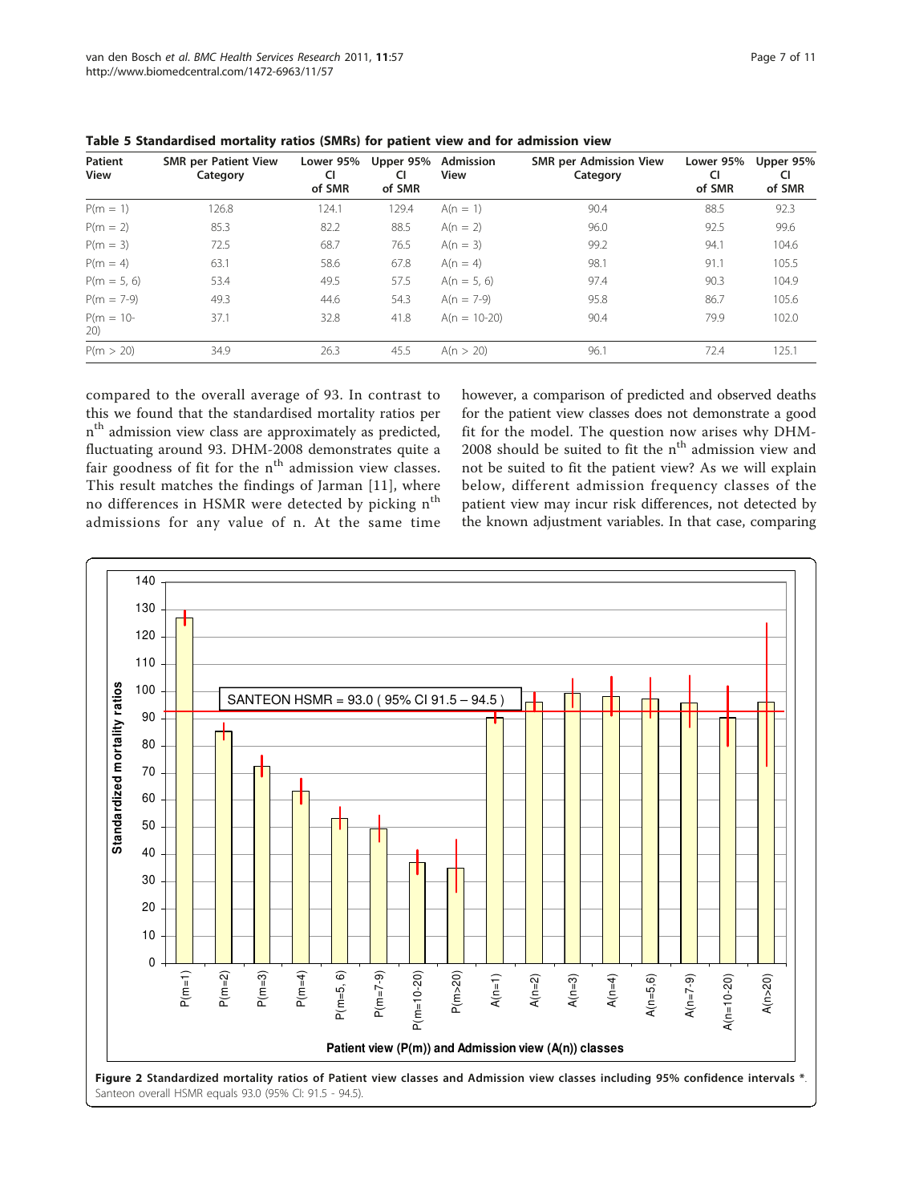**Table 5 Standardised mortality ratios (SMRs) for patient view and for admission view**

| Patient View | SMR per Patient View Category | Lower 95% CI of SMR | Upper 95% CI of SMR | Admission View | SMR per Admission View Category | Lower 95% CI of SMR | Upper 95% CI of SMR |
|---|---|---|---|---|---|---|---|
| P(m = 1) | 126.8 | 124.1 | 129.4 | A(n = 1) | 90.4 | 88.5 | 92.3 |
| P(m = 2) | 85.3 | 82.2 | 88.5 | A(n = 2) | 96.0 | 92.5 | 99.6 |
| P(m = 3) | 72.5 | 68.7 | 76.5 | A(n = 3) | 99.2 | 94.1 | 104.6 |
| P(m = 4) | 63.1 | 58.6 | 67.8 | A(n = 4) | 98.1 | 91.1 | 105.5 |
| P(m = 5, 6) | 53.4 | 49.5 | 57.5 | A(n = 5, 6) | 97.4 | 90.3 | 104.9 |
| P(m = 7-9) | 49.3 | 44.6 | 54.3 | A(n = 7-9) | 95.8 | 86.7 | 105.6 |
| P(m = 10-20) | 37.1 | 32.8 | 41.8 | A(n = 10-20) | 90.4 | 79.9 | 102.0 |
| P(m > 20) | 34.9 | 26.3 | 45.5 | A(n > 20) | 96.1 | 72.4 | 125.1 |

compared to the overall average of 93. In contrast to this we found that the standardised mortality ratios per $n^{th}$ admission view class are approximately as predicted, fluctuating around 93. DHM-2008 demonstrates quite a fair goodness of fit for the $n^{th}$ admission view classes. This result matches the findings of Jarman [11], where no differences in HSMR were detected by picking $n^{th}$ admissions for any value of n. At the same time however, a comparison of predicted and observed deaths for the patient view classes does not demonstrate a good fit for the model. The question now arises why DHM-2008 should be suited to fit the $n^{th}$ admission view and not be suited to fit the patient view? As we will explain below, different admission frequency classes of the patient view may incur risk differences, not detected by the known adjustment variables. In that case, comparing

**Figure 2 Standardized mortality ratios of Patient view classes and Admission view classes including 95% confidence intervals \***. Santeon overall HSMR equals 93.0 (95% CI: 91.5 - 94.5).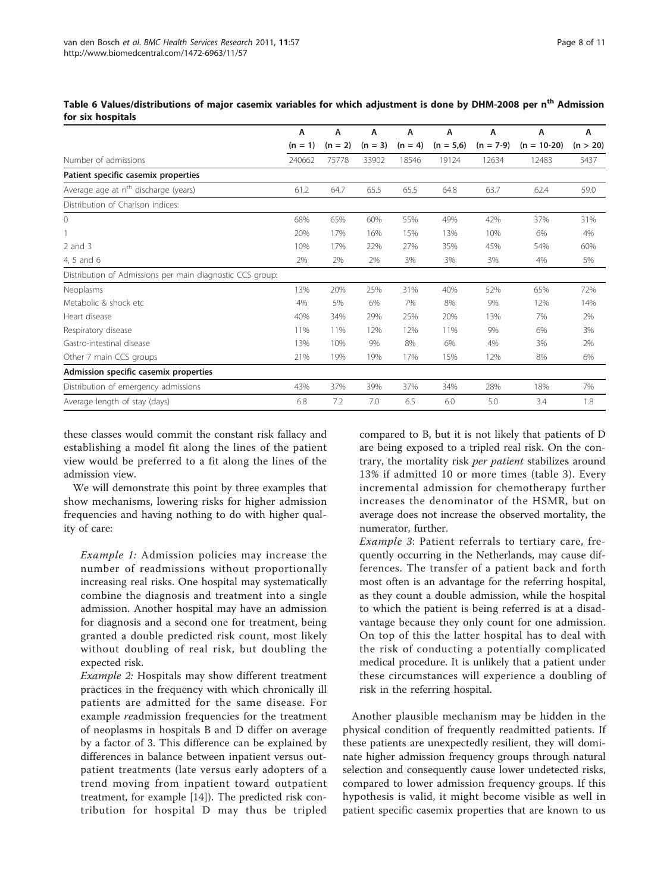**Table 6 Values/distributions of major casemix variables for which adjustment is done by DHM-2008 per $n^{th}$ Admission for six hospitals**

| | A (n = 1) | A (n = 2) | A (n = 3) | A (n = 4) | A (n = 5,6) | A (n = 7-9) | A (n = 10-20) | A (n > 20) |
|---|---|---|---|---|---|---|---|---|
| Number of admissions | 240662 | 75778 | 33902 | 18546 | 19124 | 12634 | 12483 | 5437 |
| **Patient specific casemix properties** | | | | | | | | |
| Average age at $n^{th}$ discharge (years) | 61.2 | 64.7 | 65.5 | 65.5 | 64.8 | 63.7 | 62.4 | 59.0 |
| Distribution of Charlson indices: | | | | | | | | |
| 0 | 68% | 65% | 60% | 55% | 49% | 42% | 37% | 31% |
| 1 | 20% | 17% | 16% | 15% | 13% | 10% | 6% | 4% |
| 2 and 3 | 10% | 17% | 22% | 27% | 35% | 45% | 54% | 60% |
| 4, 5 and 6 | 2% | 2% | 2% | 3% | 3% | 3% | 4% | 5% |
| Distribution of Admissions per main diagnostic CCS group: | | | | | | | | |
| Neoplasms | 13% | 20% | 25% | 31% | 40% | 52% | 65% | 72% |
| Metabolic & shock etc | 4% | 5% | 6% | 7% | 8% | 9% | 12% | 14% |
| Heart disease | 40% | 34% | 29% | 25% | 20% | 13% | 7% | 2% |
| Respiratory disease | 11% | 11% | 12% | 12% | 11% | 9% | 6% | 3% |
| Gastro-intestinal disease | 13% | 10% | 9% | 8% | 6% | 4% | 3% | 2% |
| Other 7 main CCS groups | 21% | 19% | 19% | 17% | 15% | 12% | 8% | 6% |
| **Admission specific casemix properties** | | | | | | | | |
| Distribution of emergency admissions | 43% | 37% | 39% | 37% | 34% | 28% | 18% | 7% |
| Average length of stay (days) | 6.8 | 7.2 | 7.0 | 6.5 | 6.0 | 5.0 | 3.4 | 1.8 |

these classes would commit the constant risk fallacy and establishing a model fit along the lines of the patient view would be preferred to a fit along the lines of the admission view.

We will demonstrate this point by three examples that show mechanisms, lowering risks for higher admission frequencies and having nothing to do with higher quality of care:

*Example 1:* Admission policies may increase the number of readmissions without proportionally increasing real risks. One hospital may systematically combine the diagnosis and treatment into a single admission. Another hospital may have an admission for diagnosis and a second one for treatment, being granted a double predicted risk count, most likely without doubling of real risk, but doubling the expected risk.

*Example 2:* Hospitals may show different treatment practices in the frequency with which chronically ill patients are admitted for the same disease. For example *re*admission frequencies for the treatment of neoplasms in hospitals B and D differ on average by a factor of 3. This difference can be explained by differences in balance between inpatient versus outpatient treatments (late versus early adopters of a trend moving from inpatient toward outpatient treatment, for example [14]). The predicted risk contribution for hospital D may thus be tripled compared to B, but it is not likely that patients of D are being exposed to a tripled real risk. On the contrary, the mortality risk *per patient* stabilizes around 13% if admitted 10 or more times (table 3). Every incremental admission for chemotherapy further increases the denominator of the HSMR, but on average does not increase the observed mortality, the numerator, further.

*Example 3:* Patient referrals to tertiary care, frequently occurring in the Netherlands, may cause differences. The transfer of a patient back and forth most often is an advantage for the referring hospital, as they count a double admission, while the hospital to which the patient is being referred is at a disadvantage because they only count for one admission. On top of this the latter hospital has to deal with the risk of conducting a potentially complicated medical procedure. It is unlikely that a patient under these circumstances will experience a doubling of risk in the referring hospital.

Another plausible mechanism may be hidden in the physical condition of frequently readmitted patients. If these patients are unexpectedly resilient, they will dominate higher admission frequency groups through natural selection and consequently cause lower undetected risks, compared to lower admission frequency groups. If this hypothesis is valid, it might become visible as well in patient specific casemix properties that are known to us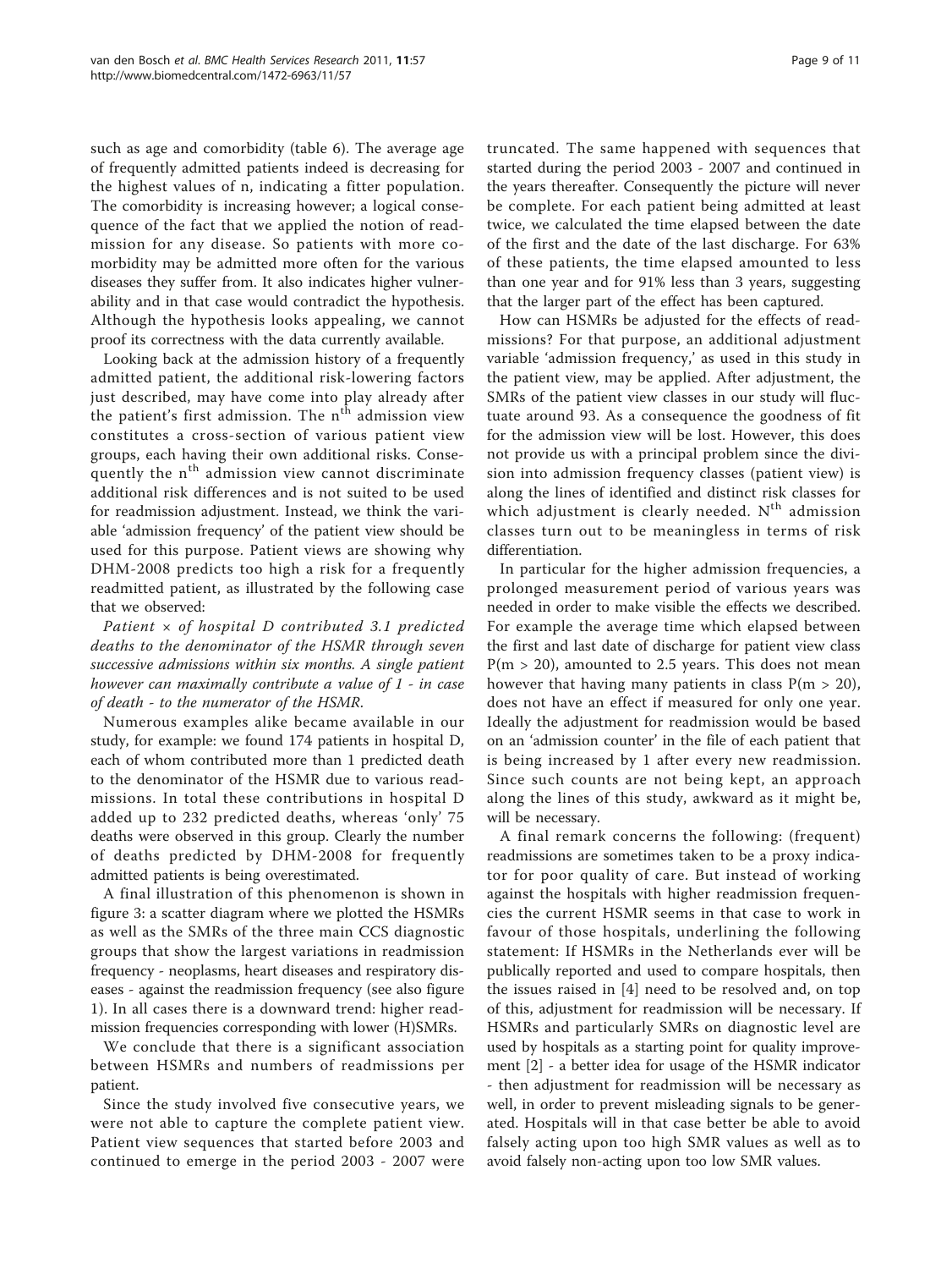such as age and comorbidity (table 6). The average age of frequently admitted patients indeed is decreasing for the highest values of n, indicating a fitter population. The comorbidity is increasing however; a logical consequence of the fact that we applied the notion of readmission for any disease. So patients with more comorbidity may be admitted more often for the various diseases they suffer from. It also indicates higher vulnerability and in that case would contradict the hypothesis. Although the hypothesis looks appealing, we cannot proof its correctness with the data currently available.

Looking back at the admission history of a frequently admitted patient, the additional risk-lowering factors just described, may have come into play already after the patient's first admission. The $n^{th}$ admission view constitutes a cross-section of various patient view groups, each having their own additional risks. Consequently the $n^{th}$ admission view cannot discriminate additional risk differences and is not suited to be used for readmission adjustment. Instead, we think the variable 'admission frequency' of the patient view should be used for this purpose. Patient views are showing why DHM-2008 predicts too high a risk for a frequently readmitted patient, as illustrated by the following case that we observed:

*Patient × of hospital D contributed 3.1 predicted deaths to the denominator of the HSMR through seven successive admissions within six months. A single patient however can maximally contribute a value of 1 - in case of death - to the numerator of the HSMR.*

Numerous examples alike became available in our study, for example: we found 174 patients in hospital D, each of whom contributed more than 1 predicted death to the denominator of the HSMR due to various readmissions. In total these contributions in hospital D added up to 232 predicted deaths, whereas 'only' 75 deaths were observed in this group. Clearly the number of deaths predicted by DHM-2008 for frequently admitted patients is being overestimated.

A final illustration of this phenomenon is shown in figure 3: a scatter diagram where we plotted the HSMRs as well as the SMRs of the three main CCS diagnostic groups that show the largest variations in readmission frequency - neoplasms, heart diseases and respiratory diseases - against the readmission frequency (see also figure 1). In all cases there is a downward trend: higher readmission frequencies corresponding with lower (H)SMRs.

We conclude that there is a significant association between HSMRs and numbers of readmissions per patient.

Since the study involved five consecutive years, we were not able to capture the complete patient view. Patient view sequences that started before 2003 and continued to emerge in the period 2003 - 2007 were truncated. The same happened with sequences that started during the period 2003 - 2007 and continued in the years thereafter. Consequently the picture will never be complete. For each patient being admitted at least twice, we calculated the time elapsed between the date of the first and the date of the last discharge. For 63% of these patients, the time elapsed amounted to less than one year and for 91% less than 3 years, suggesting that the larger part of the effect has been captured.

How can HSMRs be adjusted for the effects of readmissions? For that purpose, an additional adjustment variable 'admission frequency,' as used in this study in the patient view, may be applied. After adjustment, the SMRs of the patient view classes in our study will fluctuate around 93. As a consequence the goodness of fit for the admission view will be lost. However, this does not provide us with a principal problem since the division into admission frequency classes (patient view) is along the lines of identified and distinct risk classes for which adjustment is clearly needed. $N^{th}$ admission classes turn out to be meaningless in terms of risk differentiation.

In particular for the higher admission frequencies, a prolonged measurement period of various years was needed in order to make visible the effects we described. For example the average time which elapsed between the first and last date of discharge for patient view class $P(m > 20)$, amounted to 2.5 years. This does not mean however that having many patients in class $P(m > 20)$, does not have an effect if measured for only one year. Ideally the adjustment for readmission would be based on an 'admission counter' in the file of each patient that is being increased by 1 after every new readmission. Since such counts are not being kept, an approach along the lines of this study, awkward as it might be, will be necessary.

A final remark concerns the following: (frequent) readmissions are sometimes taken to be a proxy indicator for poor quality of care. But instead of working against the hospitals with higher readmission frequencies the current HSMR seems in that case to work in favour of those hospitals, underlining the following statement: If HSMRs in the Netherlands ever will be publically reported and used to compare hospitals, then the issues raised in [4] need to be resolved and, on top of this, adjustment for readmission will be necessary. If HSMRs and particularly SMRs on diagnostic level are used by hospitals as a starting point for quality improvement [2] - a better idea for usage of the HSMR indicator - then adjustment for readmission will be necessary as well, in order to prevent misleading signals to be generated. Hospitals will in that case better be able to avoid falsely acting upon too high SMR values as well as to avoid falsely non-acting upon too low SMR values.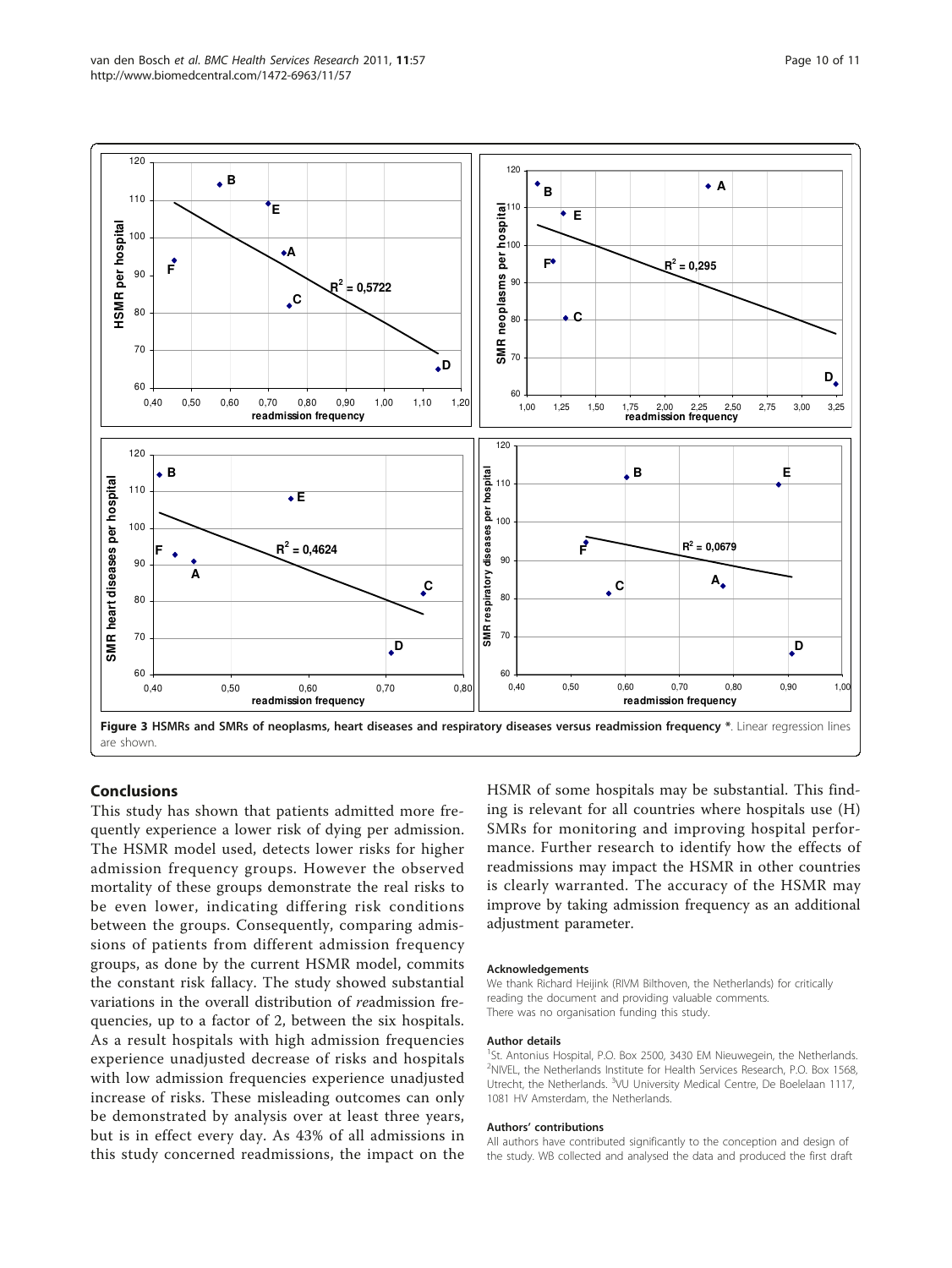**Figure 3 HSMRs and SMRs of neoplasms, heart diseases and respiratory diseases versus readmission frequency *.** Linear regression lines are shown.

## Conclusions

This study has shown that patients admitted more frequently experience a lower risk of dying per admission. The HSMR model used, detects lower risks for higher admission frequency groups. However the observed mortality of these groups demonstrate the real risks to be even lower, indicating differing risk conditions between the groups. Consequently, comparing admissions of patients from different admission frequency groups, as done by the current HSMR model, commits the constant risk fallacy. The study showed substantial variations in the overall distribution of *re*admission frequencies, up to a factor of 2, between the six hospitals. As a result hospitals with high admission frequencies experience unadjusted decrease of risks and hospitals with low admission frequencies experience unadjusted increase of risks. These misleading outcomes can only be demonstrated by analysis over at least three years, but is in effect every day. As 43% of all admissions in this study concerned readmissions, the impact on the HSMR of some hospitals may be substantial. This finding is relevant for all countries where hospitals use (H) SMRs for monitoring and improving hospital performance. Further research to identify how the effects of readmissions may impact the HSMR in other countries is clearly warranted. The accuracy of the HSMR may improve by taking admission frequency as an additional adjustment parameter.

#### Acknowledgements

We thank Richard Heijink (RIVM Bilthoven, the Netherlands) for critically reading the document and providing valuable comments.
There was no organisation funding this study.

#### Author details

[1]St. Antonius Hospital, P.O. Box 2500, 3430 EM Nieuwegein, the Netherlands. [2]NIVEL, the Netherlands Institute for Health Services Research, P.O. Box 1568, Utrecht, the Netherlands. [3]VU University Medical Centre, De Boelelaan 1117, 1081 HV Amsterdam, the Netherlands.

#### Authors' contributions

All authors have contributed significantly to the conception and design of the study. WB collected and analysed the data and produced the first draft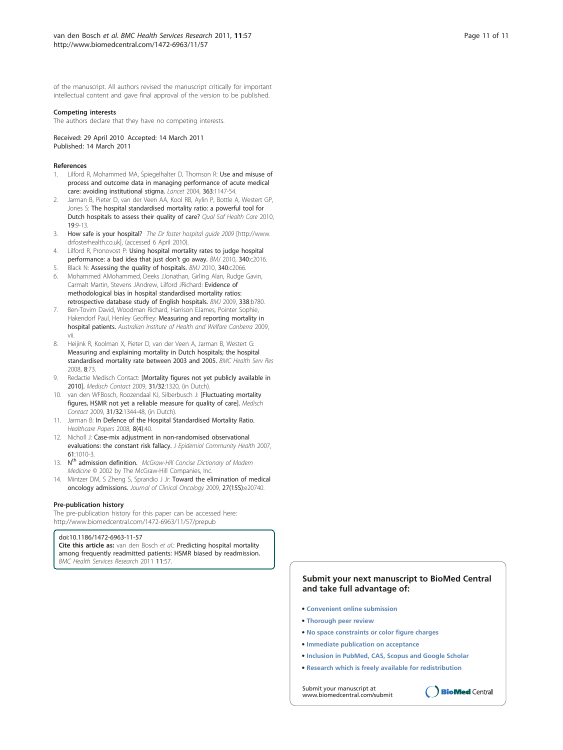of the manuscript. All authors revised the manuscript critically for important intellectual content and gave final approval of the version to be published.

### Competing interests

The authors declare that they have no competing interests.

Received: 29 April 2010 Accepted: 14 March 2011
Published: 14 March 2011

### References

1. Lilford R, Mohammed MA, Spiegelhalter D, Thomson R: **Use and misuse of process and outcome data in managing performance of acute medical care: avoiding institutional stigma.** *Lancet* 2004, **363**:1147-54.
2. Jarman B, Pieter D, van der Veen AA, Kool RB, Aylin P, Bottle A, Westert GP, Jones S: **The hospital standardised mortality ratio: a powerful tool for Dutch hospitals to assess their quality of care?** *Qual Saf Health Care* 2010, **19**:9-13.
3. **How safe is your hospital?** *The Dr foster hospital guide 2009* [http://www.drfosterhealth.co.uk], (accessed 6 April 2010).
4. Lilford R, Pronovost P: **Using hospital mortality rates to judge hospital performance: a bad idea that just don't go away.** *BMJ* 2010, **340**:c2016.
5. Black N: **Assessing the quality of hospitals.** *BMJ* 2010, **340**:c2066.
6. Mohammed AMohammed, Deeks JJonathan, Girling Alan, Rudge Gavin, Carmalt Martin, Stevens JAndrew, Lilford JRichard: **Evidence of methodological bias in hospital standardised mortality ratios: retrospective database study of English hospitals.** *BMJ* 2009, **338**:b780.
7. Ben-Tovim David, Woodman Richard, Harrison EJames, Pointer Sophie, Hakendorf Paul, Henley Geoffrey: **Measuring and reporting mortality in hospital patients.** *Australian Institute of Health and Welfare Canberra* 2009, vii.
8. Heijink R, Koolman X, Pieter D, van der Veen A, Jarman B, Westert G: **Measuring and explaining mortality in Dutch hospitals; the hospital standardised mortality rate between 2003 and 2005.** *BMC Health Serv Res* 2008, **8**:73.
9. Redactie Medisch Contact: **[Mortality figures not yet publicly available in 2010].** *Medisch Contact* 2009, **31/32**:1320, (in Dutch).
10. van den WFBosch, Roozendaal KJ, Silberbusch J: **[Fluctuating mortality figures, HSMR not yet a reliable measure for quality of care].** *Medisch Contact* 2009, **31/32**:1344-48, (in Dutch).
11. Jarman B: **In Defence of the Hospital Standardised Mortality Ratio.** *Healthcare Papers* 2008, **8(4)**:40.
12. Nicholl J: **Case-mix adjustment in non-randomised observational evaluations: the constant risk fallacy.** *J Epidemiol Community Health* 2007, **61**:1010-3.
13. **N[th] admission definition.** *McGraw-Hill Concise Dictionary of Modern Medicine* © 2002 by The McGraw-Hill Companies, Inc.
14. Mintzer DM, S Zheng S, Sprandio J Jr: **Toward the elimination of medical oncology admissions.** *Journal of Clinical Oncology* 2009, **27(15S)**:e20740.

### Pre-publication history

The pre-publication history for this paper can be accessed here:
http://www.biomedcentral.com/1472-6963/11/57/prepub

doi:10.1186/1472-6963-11-57
**Cite this article as:** van den Bosch *et al.*: Predicting hospital mortality among frequently readmitted patients: HSMR biased by readmission. *BMC Health Services Research* 2011 **11**:57.

**Submit your next manuscript to BioMed Central and take full advantage of:**

- Convenient online submission
- Thorough peer review
- No space constraints or color figure charges
- Immediate publication on acceptance
- Inclusion in PubMed, CAS, Scopus and Google Scholar
- Research which is freely available for redistribution

Submit your manuscript at
www.biomedcentral.com/submit

BioMed Central